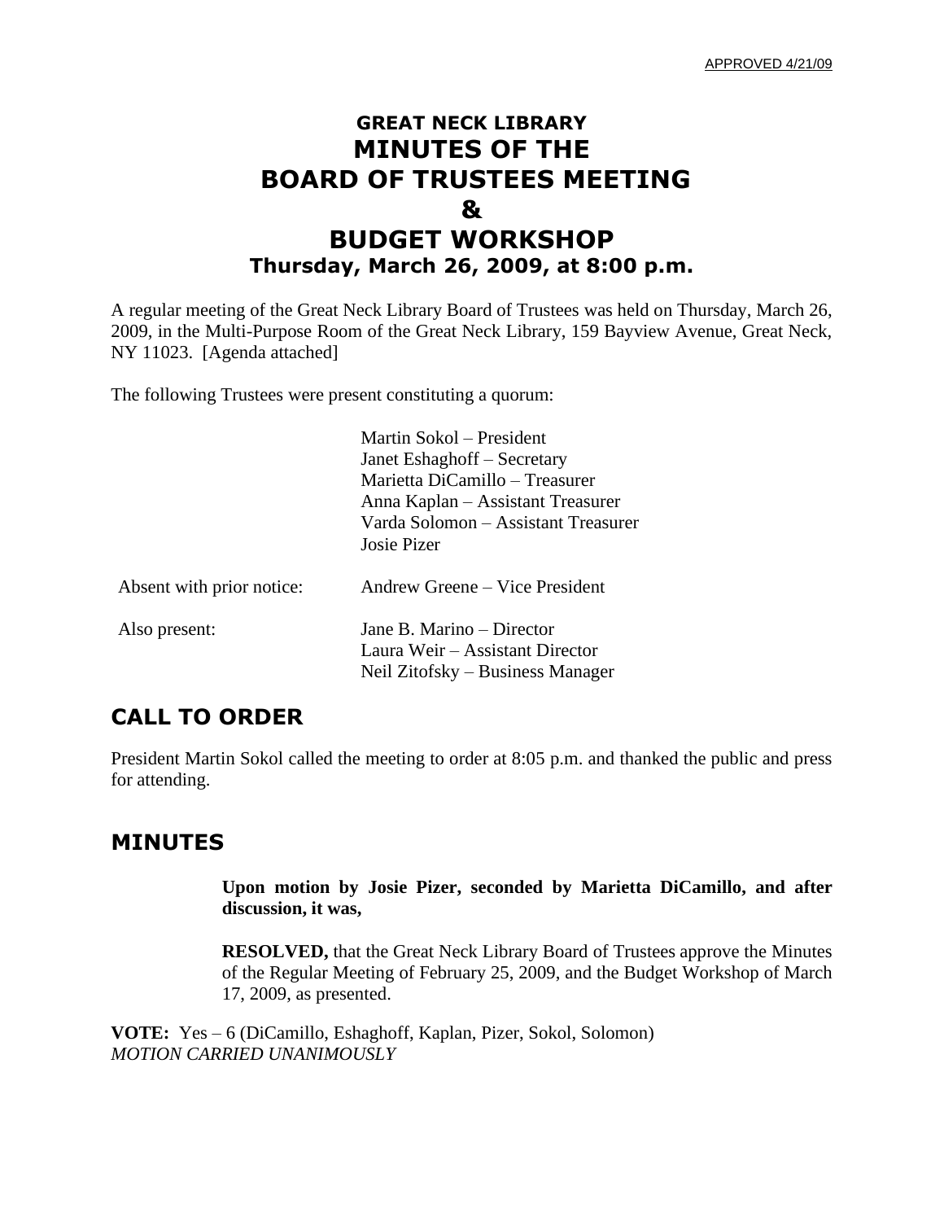APPROVED 4/21/09

# GREAT NECK LIBRARY
# MINUTES OF THE
# BOARD OF TRUSTEES MEETING
# &
# BUDGET WORKSHOP
### Thursday, March 26, 2009, at 8:00 p.m.

A regular meeting of the Great Neck Library Board of Trustees was held on Thursday, March 26, 2009, in the Multi-Purpose Room of the Great Neck Library, 159 Bayview Avenue, Great Neck, NY 11023. [Agenda attached]

The following Trustees were present constituting a quorum:

Martin Sokol – President
Janet Eshaghoff – Secretary
Marietta DiCamillo – Treasurer
Anna Kaplan – Assistant Treasurer
Varda Solomon – Assistant Treasurer
Josie Pizer

Absent with prior notice: Andrew Greene – Vice President

Also present: Jane B. Marino – Director
Laura Weir – Assistant Director
Neil Zitofsky – Business Manager

## CALL TO ORDER

President Martin Sokol called the meeting to order at 8:05 p.m. and thanked the public and press for attending.

## MINUTES

**Upon motion by Josie Pizer, seconded by Marietta DiCamillo, and after discussion, it was,**

**RESOLVED,** that the Great Neck Library Board of Trustees approve the Minutes of the Regular Meeting of February 25, 2009, and the Budget Workshop of March 17, 2009, as presented.

**VOTE:** Yes – 6 (DiCamillo, Eshaghoff, Kaplan, Pizer, Sokol, Solomon)
*MOTION CARRIED UNANIMOUSLY*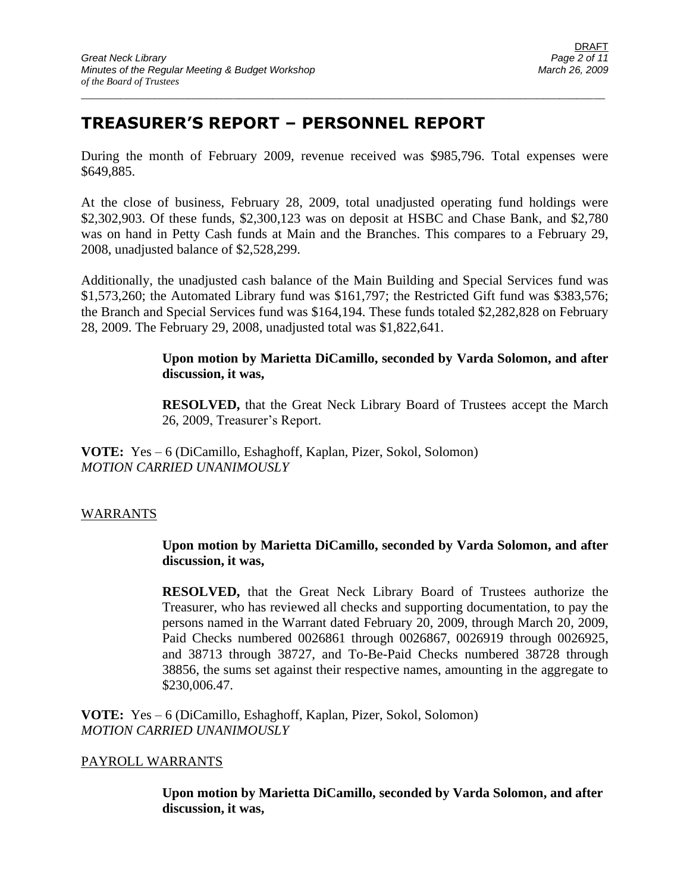## TREASURER'S REPORT – PERSONNEL REPORT

During the month of February 2009, revenue received was $985,796. Total expenses were $649,885.

At the close of business, February 28, 2009, total unadjusted operating fund holdings were $2,302,903. Of these funds, $2,300,123 was on deposit at HSBC and Chase Bank, and $2,780 was on hand in Petty Cash funds at Main and the Branches. This compares to a February 29, 2008, unadjusted balance of $2,528,299.

Additionally, the unadjusted cash balance of the Main Building and Special Services fund was $1,573,260; the Automated Library fund was $161,797; the Restricted Gift fund was $383,576; the Branch and Special Services fund was $164,194. These funds totaled $2,282,828 on February 28, 2009. The February 29, 2008, unadjusted total was $1,822,641.

**Upon motion by Marietta DiCamillo, seconded by Varda Solomon, and after discussion, it was,**

**RESOLVED,** that the Great Neck Library Board of Trustees accept the March 26, 2009, Treasurer's Report.

**VOTE:** Yes – 6 (DiCamillo, Eshaghoff, Kaplan, Pizer, Sokol, Solomon)
*MOTION CARRIED UNANIMOUSLY*

WARRANTS

**Upon motion by Marietta DiCamillo, seconded by Varda Solomon, and after discussion, it was,**

**RESOLVED,** that the Great Neck Library Board of Trustees authorize the Treasurer, who has reviewed all checks and supporting documentation, to pay the persons named in the Warrant dated February 20, 2009, through March 20, 2009, Paid Checks numbered 0026861 through 0026867, 0026919 through 0026925, and 38713 through 38727, and To-Be-Paid Checks numbered 38728 through 38856, the sums set against their respective names, amounting in the aggregate to $230,006.47.

**VOTE:** Yes – 6 (DiCamillo, Eshaghoff, Kaplan, Pizer, Sokol, Solomon)
*MOTION CARRIED UNANIMOUSLY*

PAYROLL WARRANTS

**Upon motion by Marietta DiCamillo, seconded by Varda Solomon, and after discussion, it was,**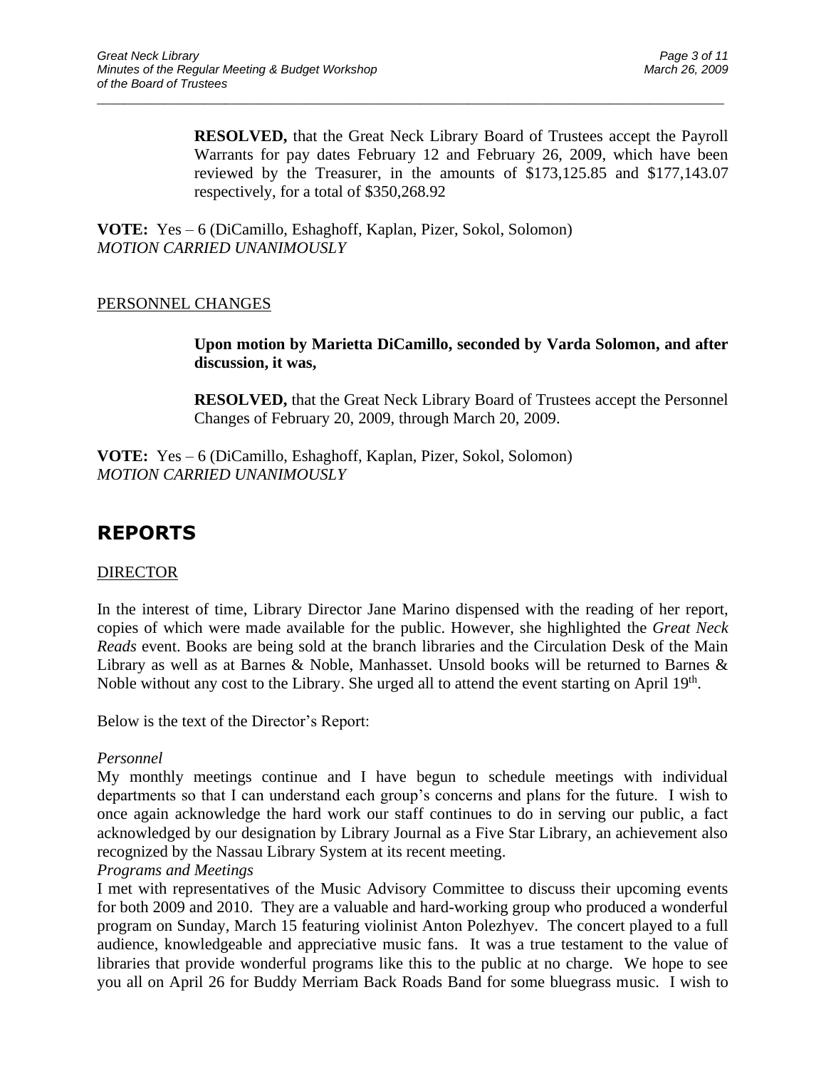**RESOLVED,** that the Great Neck Library Board of Trustees accept the Payroll Warrants for pay dates February 12 and February 26, 2009, which have been reviewed by the Treasurer, in the amounts of $173,125.85 and $177,143.07 respectively, for a total of $350,268.92

**VOTE:** Yes – 6 (DiCamillo, Eshaghoff, Kaplan, Pizer, Sokol, Solomon)
*MOTION CARRIED UNANIMOUSLY*

PERSONNEL CHANGES

**Upon motion by Marietta DiCamillo, seconded by Varda Solomon, and after discussion, it was,**

**RESOLVED,** that the Great Neck Library Board of Trustees accept the Personnel Changes of February 20, 2009, through March 20, 2009.

**VOTE:** Yes – 6 (DiCamillo, Eshaghoff, Kaplan, Pizer, Sokol, Solomon)
*MOTION CARRIED UNANIMOUSLY*

# REPORTS

DIRECTOR

In the interest of time, Library Director Jane Marino dispensed with the reading of her report, copies of which were made available for the public. However, she highlighted the *Great Neck Reads* event. Books are being sold at the branch libraries and the Circulation Desk of the Main Library as well as at Barnes & Noble, Manhasset. Unsold books will be returned to Barnes & Noble without any cost to the Library. She urged all to attend the event starting on April 19th.

Below is the text of the Director's Report:

*Personnel*

My monthly meetings continue and I have begun to schedule meetings with individual departments so that I can understand each group's concerns and plans for the future. I wish to once again acknowledge the hard work our staff continues to do in serving our public, a fact acknowledged by our designation by Library Journal as a Five Star Library, an achievement also recognized by the Nassau Library System at its recent meeting.

*Programs and Meetings*

I met with representatives of the Music Advisory Committee to discuss their upcoming events for both 2009 and 2010. They are a valuable and hard-working group who produced a wonderful program on Sunday, March 15 featuring violinist Anton Polezhyev. The concert played to a full audience, knowledgeable and appreciative music fans. It was a true testament to the value of libraries that provide wonderful programs like this to the public at no charge. We hope to see you all on April 26 for Buddy Merriam Back Roads Band for some bluegrass music. I wish to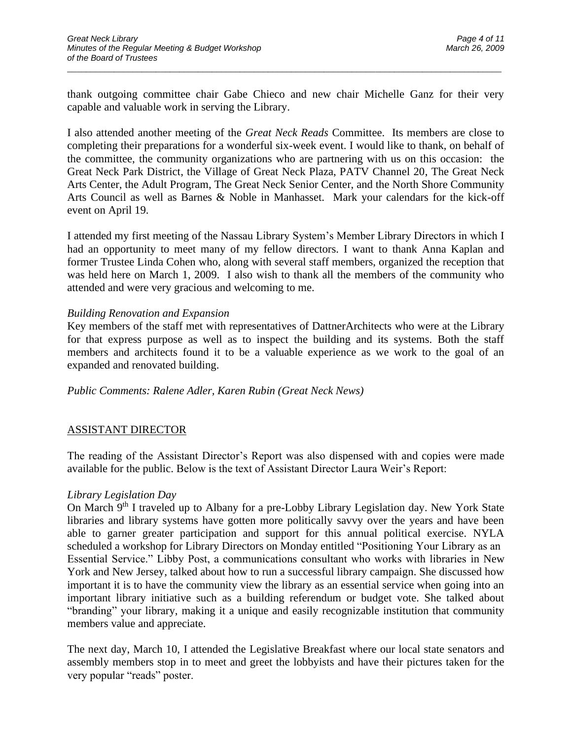thank outgoing committee chair Gabe Chieco and new chair Michelle Ganz for their very capable and valuable work in serving the Library.

I also attended another meeting of the *Great Neck Reads* Committee. Its members are close to completing their preparations for a wonderful six-week event. I would like to thank, on behalf of the committee, the community organizations who are partnering with us on this occasion: the Great Neck Park District, the Village of Great Neck Plaza, PATV Channel 20, The Great Neck Arts Center, the Adult Program, The Great Neck Senior Center, and the North Shore Community Arts Council as well as Barnes & Noble in Manhasset. Mark your calendars for the kick-off event on April 19.

I attended my first meeting of the Nassau Library System's Member Library Directors in which I had an opportunity to meet many of my fellow directors. I want to thank Anna Kaplan and former Trustee Linda Cohen who, along with several staff members, organized the reception that was held here on March 1, 2009. I also wish to thank all the members of the community who attended and were very gracious and welcoming to me.

*Building Renovation and Expansion*

Key members of the staff met with representatives of DattnerArchitects who were at the Library for that express purpose as well as to inspect the building and its systems. Both the staff members and architects found it to be a valuable experience as we work to the goal of an expanded and renovated building.

*Public Comments: Ralene Adler, Karen Rubin (Great Neck News)*

## ASSISTANT DIRECTOR

The reading of the Assistant Director's Report was also dispensed with and copies were made available for the public. Below is the text of Assistant Director Laura Weir's Report:

*Library Legislation Day*

On March 9th I traveled up to Albany for a pre-Lobby Library Legislation day. New York State libraries and library systems have gotten more politically savvy over the years and have been able to garner greater participation and support for this annual political exercise. NYLA scheduled a workshop for Library Directors on Monday entitled "Positioning Your Library as an Essential Service." Libby Post, a communications consultant who works with libraries in New York and New Jersey, talked about how to run a successful library campaign. She discussed how important it is to have the community view the library as an essential service when going into an important library initiative such as a building referendum or budget vote. She talked about "branding" your library, making it a unique and easily recognizable institution that community members value and appreciate.

The next day, March 10, I attended the Legislative Breakfast where our local state senators and assembly members stop in to meet and greet the lobbyists and have their pictures taken for the very popular "reads" poster.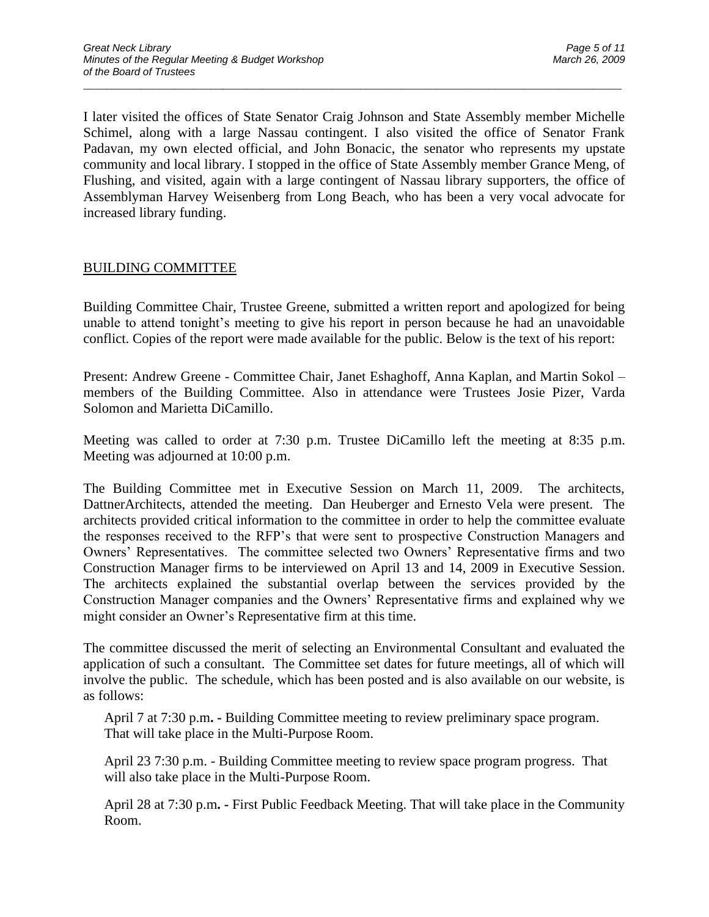I later visited the offices of State Senator Craig Johnson and State Assembly member Michelle Schimel, along with a large Nassau contingent. I also visited the office of Senator Frank Padavan, my own elected official, and John Bonacic, the senator who represents my upstate community and local library. I stopped in the office of State Assembly member Grance Meng, of Flushing, and visited, again with a large contingent of Nassau library supporters, the office of Assemblyman Harvey Weisenberg from Long Beach, who has been a very vocal advocate for increased library funding.

## BUILDING COMMITTEE

Building Committee Chair, Trustee Greene, submitted a written report and apologized for being unable to attend tonight's meeting to give his report in person because he had an unavoidable conflict. Copies of the report were made available for the public. Below is the text of his report:

Present: Andrew Greene - Committee Chair, Janet Eshaghoff, Anna Kaplan, and Martin Sokol – members of the Building Committee. Also in attendance were Trustees Josie Pizer, Varda Solomon and Marietta DiCamillo.

Meeting was called to order at 7:30 p.m. Trustee DiCamillo left the meeting at 8:35 p.m. Meeting was adjourned at 10:00 p.m.

The Building Committee met in Executive Session on March 11, 2009. The architects, DattnerArchitects, attended the meeting. Dan Heuberger and Ernesto Vela were present. The architects provided critical information to the committee in order to help the committee evaluate the responses received to the RFP's that were sent to prospective Construction Managers and Owners' Representatives. The committee selected two Owners' Representative firms and two Construction Manager firms to be interviewed on April 13 and 14, 2009 in Executive Session. The architects explained the substantial overlap between the services provided by the Construction Manager companies and the Owners' Representative firms and explained why we might consider an Owner's Representative firm at this time.

The committee discussed the merit of selecting an Environmental Consultant and evaluated the application of such a consultant. The Committee set dates for future meetings, all of which will involve the public. The schedule, which has been posted and is also available on our website, is as follows:

April 7 at 7:30 p.m**. -** Building Committee meeting to review preliminary space program. That will take place in the Multi-Purpose Room.

April 23 7:30 p.m. - Building Committee meeting to review space program progress. That will also take place in the Multi-Purpose Room.

April 28 at 7:30 p.m**. -** First Public Feedback Meeting. That will take place in the Community Room.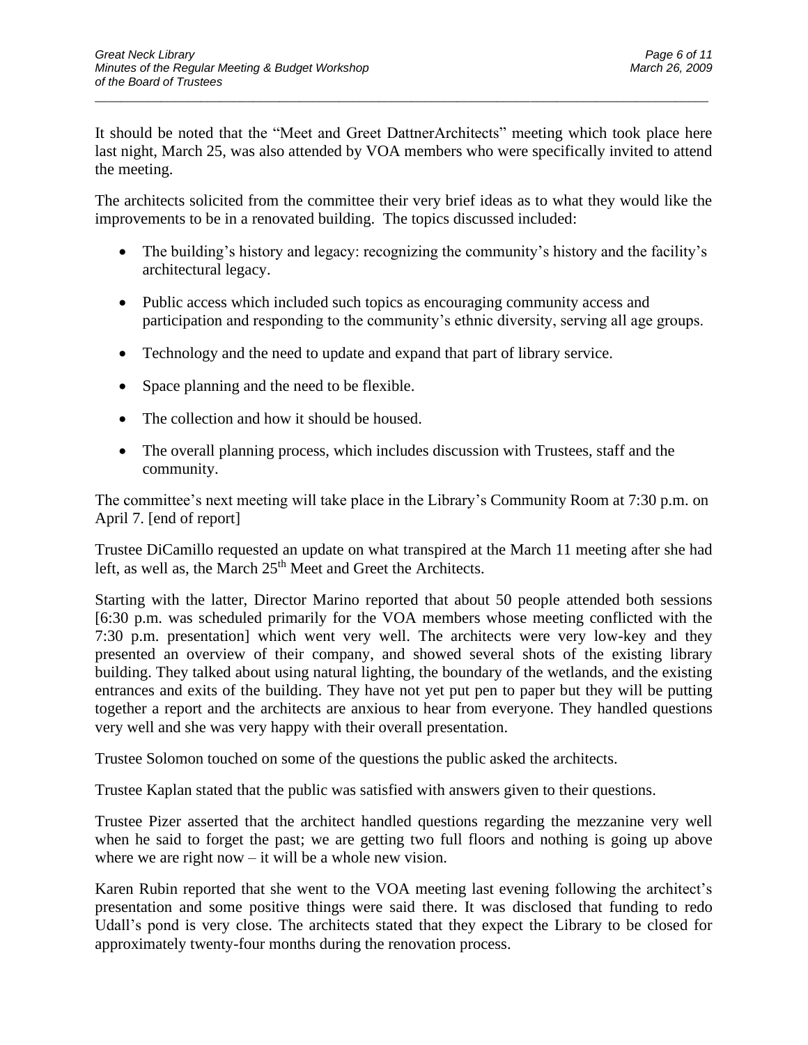It should be noted that the "Meet and Greet DattnerArchitects" meeting which took place here last night, March 25, was also attended by VOA members who were specifically invited to attend the meeting.

The architects solicited from the committee their very brief ideas as to what they would like the improvements to be in a renovated building. The topics discussed included:

- The building's history and legacy: recognizing the community's history and the facility's architectural legacy.
- Public access which included such topics as encouraging community access and participation and responding to the community's ethnic diversity, serving all age groups.
- Technology and the need to update and expand that part of library service.
- Space planning and the need to be flexible.
- The collection and how it should be housed.
- The overall planning process, which includes discussion with Trustees, staff and the community.

The committee's next meeting will take place in the Library's Community Room at 7:30 p.m. on April 7. [end of report]

Trustee DiCamillo requested an update on what transpired at the March 11 meeting after she had left, as well as, the March 25th Meet and Greet the Architects.

Starting with the latter, Director Marino reported that about 50 people attended both sessions [6:30 p.m. was scheduled primarily for the VOA members whose meeting conflicted with the 7:30 p.m. presentation] which went very well. The architects were very low-key and they presented an overview of their company, and showed several shots of the existing library building. They talked about using natural lighting, the boundary of the wetlands, and the existing entrances and exits of the building. They have not yet put pen to paper but they will be putting together a report and the architects are anxious to hear from everyone. They handled questions very well and she was very happy with their overall presentation.

Trustee Solomon touched on some of the questions the public asked the architects.

Trustee Kaplan stated that the public was satisfied with answers given to their questions.

Trustee Pizer asserted that the architect handled questions regarding the mezzanine very well when he said to forget the past; we are getting two full floors and nothing is going up above where we are right now – it will be a whole new vision.

Karen Rubin reported that she went to the VOA meeting last evening following the architect's presentation and some positive things were said there. It was disclosed that funding to redo Udall's pond is very close. The architects stated that they expect the Library to be closed for approximately twenty-four months during the renovation process.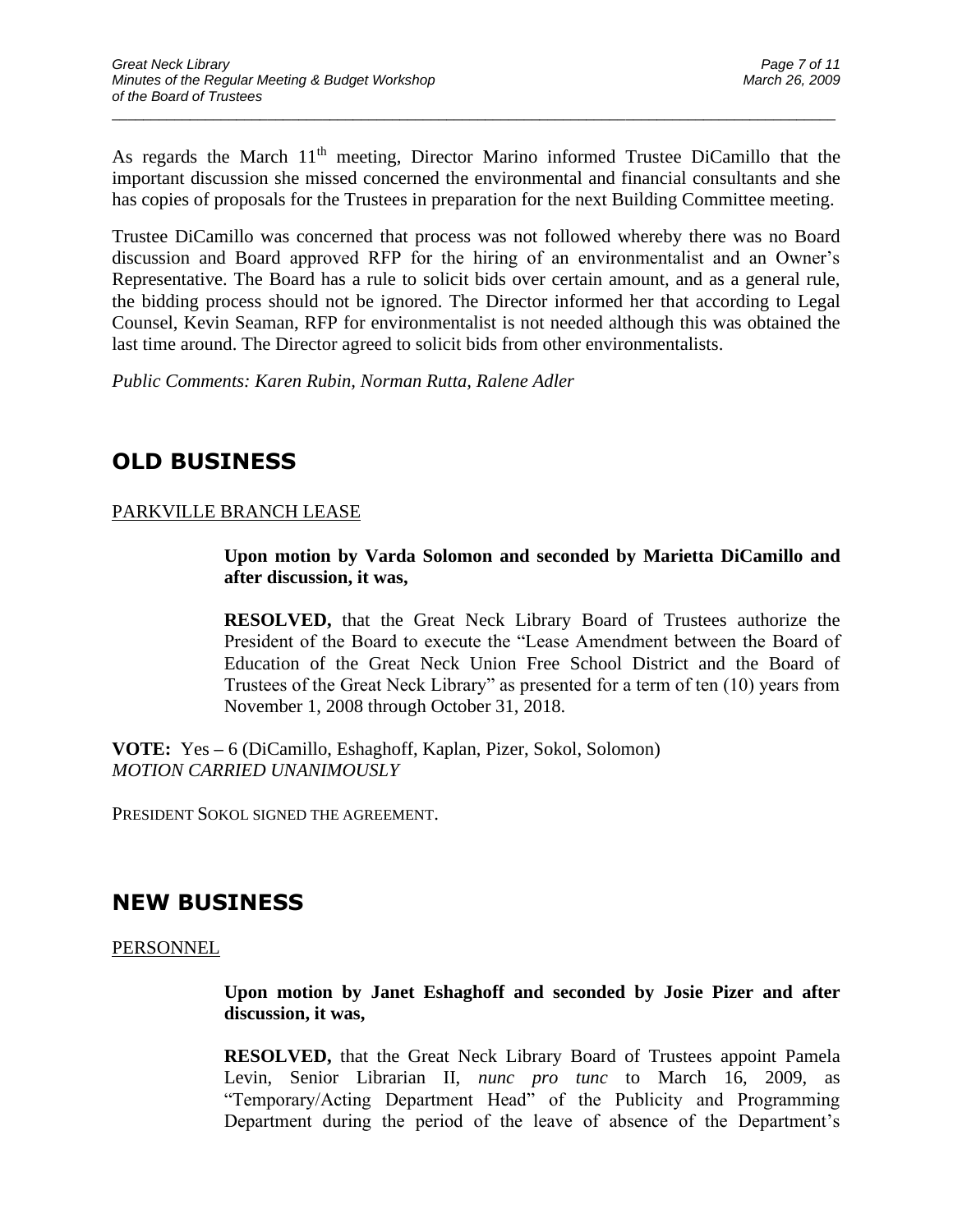As regards the March 11th meeting, Director Marino informed Trustee DiCamillo that the important discussion she missed concerned the environmental and financial consultants and she has copies of proposals for the Trustees in preparation for the next Building Committee meeting.

Trustee DiCamillo was concerned that process was not followed whereby there was no Board discussion and Board approved RFP for the hiring of an environmentalist and an Owner's Representative. The Board has a rule to solicit bids over certain amount, and as a general rule, the bidding process should not be ignored. The Director informed her that according to Legal Counsel, Kevin Seaman, RFP for environmentalist is not needed although this was obtained the last time around. The Director agreed to solicit bids from other environmentalists.

*Public Comments: Karen Rubin, Norman Rutta, Ralene Adler*

## OLD BUSINESS

PARKVILLE BRANCH LEASE

> **Upon motion by Varda Solomon and seconded by Marietta DiCamillo and after discussion, it was,**
>
> **RESOLVED,** that the Great Neck Library Board of Trustees authorize the President of the Board to execute the "Lease Amendment between the Board of Education of the Great Neck Union Free School District and the Board of Trustees of the Great Neck Library" as presented for a term of ten (10) years from November 1, 2008 through October 31, 2018.

**VOTE:** Yes **–** 6 (DiCamillo, Eshaghoff, Kaplan, Pizer, Sokol, Solomon)
*MOTION CARRIED UNANIMOUSLY*

PRESIDENT SOKOL SIGNED THE AGREEMENT.

## NEW BUSINESS

PERSONNEL

> **Upon motion by Janet Eshaghoff and seconded by Josie Pizer and after discussion, it was,**
>
> **RESOLVED,** that the Great Neck Library Board of Trustees appoint Pamela Levin, Senior Librarian II, *nunc pro tunc* to March 16, 2009, as "Temporary/Acting Department Head" of the Publicity and Programming Department during the period of the leave of absence of the Department's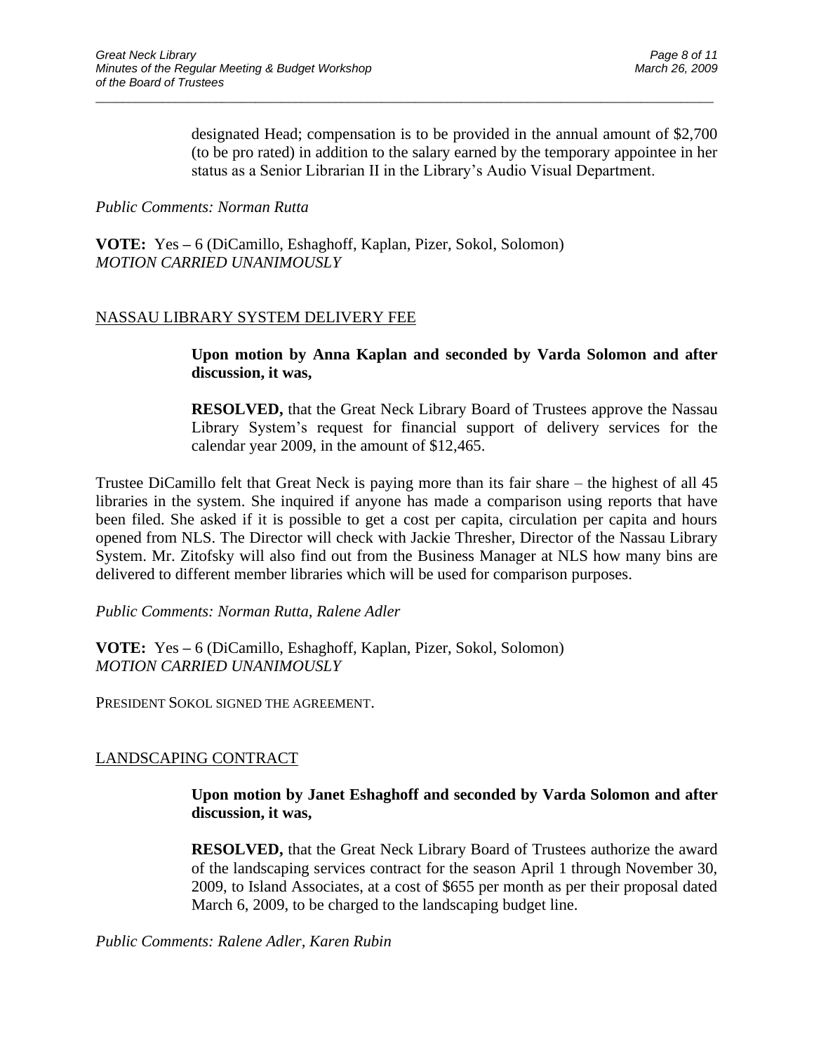designated Head; compensation is to be provided in the annual amount of $2,700 (to be pro rated) in addition to the salary earned by the temporary appointee in her status as a Senior Librarian II in the Library's Audio Visual Department.

*Public Comments: Norman Rutta*

**VOTE:** Yes – 6 (DiCamillo, Eshaghoff, Kaplan, Pizer, Sokol, Solomon)
*MOTION CARRIED UNANIMOUSLY*

## NASSAU LIBRARY SYSTEM DELIVERY FEE

**Upon motion by Anna Kaplan and seconded by Varda Solomon and after discussion, it was,**

**RESOLVED,** that the Great Neck Library Board of Trustees approve the Nassau Library System's request for financial support of delivery services for the calendar year 2009, in the amount of $12,465.

Trustee DiCamillo felt that Great Neck is paying more than its fair share – the highest of all 45 libraries in the system. She inquired if anyone has made a comparison using reports that have been filed. She asked if it is possible to get a cost per capita, circulation per capita and hours opened from NLS. The Director will check with Jackie Thresher, Director of the Nassau Library System. Mr. Zitofsky will also find out from the Business Manager at NLS how many bins are delivered to different member libraries which will be used for comparison purposes.

*Public Comments: Norman Rutta, Ralene Adler*

**VOTE:** Yes – 6 (DiCamillo, Eshaghoff, Kaplan, Pizer, Sokol, Solomon)
*MOTION CARRIED UNANIMOUSLY*

PRESIDENT SOKOL SIGNED THE AGREEMENT.

## LANDSCAPING CONTRACT

**Upon motion by Janet Eshaghoff and seconded by Varda Solomon and after discussion, it was,**

**RESOLVED,** that the Great Neck Library Board of Trustees authorize the award of the landscaping services contract for the season April 1 through November 30, 2009, to Island Associates, at a cost of $655 per month as per their proposal dated March 6, 2009, to be charged to the landscaping budget line.

*Public Comments: Ralene Adler, Karen Rubin*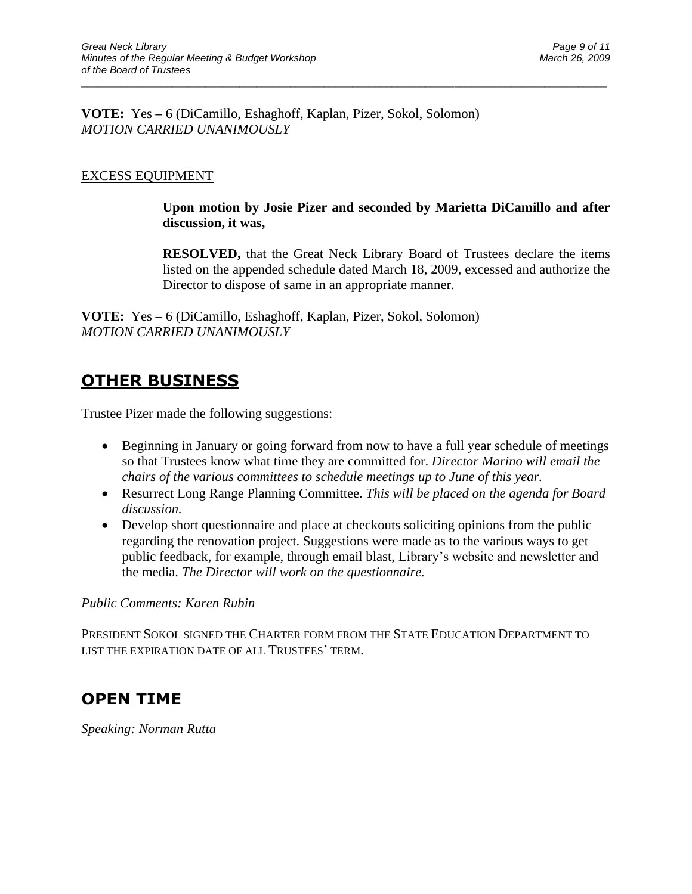**VOTE:** Yes – 6 (DiCamillo, Eshaghoff, Kaplan, Pizer, Sokol, Solomon)
*MOTION CARRIED UNANIMOUSLY*

EXCESS EQUIPMENT

> **Upon motion by Josie Pizer and seconded by Marietta DiCamillo and after discussion, it was,**
>
> **RESOLVED,** that the Great Neck Library Board of Trustees declare the items listed on the appended schedule dated March 18, 2009, excessed and authorize the Director to dispose of same in an appropriate manner.

**VOTE:** Yes – 6 (DiCamillo, Eshaghoff, Kaplan, Pizer, Sokol, Solomon)
*MOTION CARRIED UNANIMOUSLY*

## OTHER BUSINESS

Trustee Pizer made the following suggestions:

- Beginning in January or going forward from now to have a full year schedule of meetings so that Trustees know what time they are committed for. *Director Marino will email the chairs of the various committees to schedule meetings up to June of this year.*
- Resurrect Long Range Planning Committee. *This will be placed on the agenda for Board discussion.*
- Develop short questionnaire and place at checkouts soliciting opinions from the public regarding the renovation project. Suggestions were made as to the various ways to get public feedback, for example, through email blast, Library's website and newsletter and the media. *The Director will work on the questionnaire.*

*Public Comments: Karen Rubin*

PRESIDENT SOKOL SIGNED THE CHARTER FORM FROM THE STATE EDUCATION DEPARTMENT TO LIST THE EXPIRATION DATE OF ALL TRUSTEES' TERM.

## OPEN TIME

*Speaking: Norman Rutta*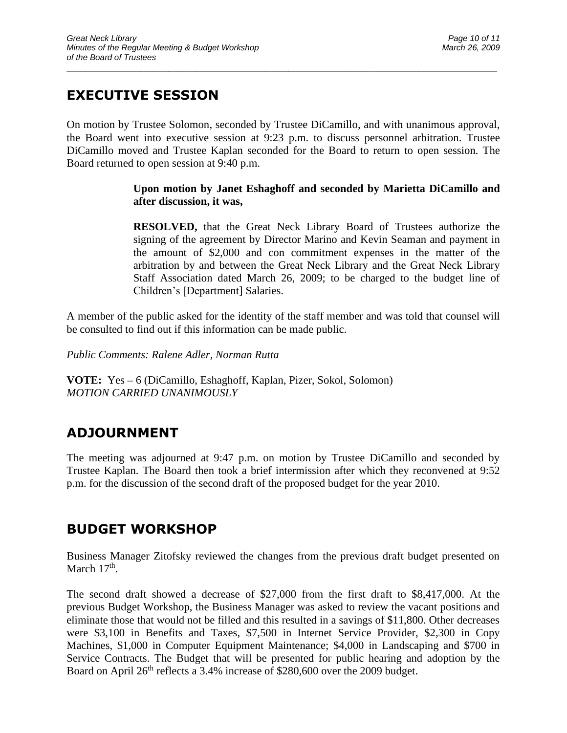## EXECUTIVE SESSION

On motion by Trustee Solomon, seconded by Trustee DiCamillo, and with unanimous approval, the Board went into executive session at 9:23 p.m. to discuss personnel arbitration. Trustee DiCamillo moved and Trustee Kaplan seconded for the Board to return to open session. The Board returned to open session at 9:40 p.m.

> **Upon motion by Janet Eshaghoff and seconded by Marietta DiCamillo and after discussion, it was,**
>
> **RESOLVED,** that the Great Neck Library Board of Trustees authorize the signing of the agreement by Director Marino and Kevin Seaman and payment in the amount of $2,000 and con commitment expenses in the matter of the arbitration by and between the Great Neck Library and the Great Neck Library Staff Association dated March 26, 2009; to be charged to the budget line of Children's [Department] Salaries.

A member of the public asked for the identity of the staff member and was told that counsel will be consulted to find out if this information can be made public.

*Public Comments: Ralene Adler, Norman Rutta*

**VOTE:** Yes – 6 (DiCamillo, Eshaghoff, Kaplan, Pizer, Sokol, Solomon)
*MOTION CARRIED UNANIMOUSLY*

## ADJOURNMENT

The meeting was adjourned at 9:47 p.m. on motion by Trustee DiCamillo and seconded by Trustee Kaplan. The Board then took a brief intermission after which they reconvened at 9:52 p.m. for the discussion of the second draft of the proposed budget for the year 2010.

## BUDGET WORKSHOP

Business Manager Zitofsky reviewed the changes from the previous draft budget presented on March 17th.

The second draft showed a decrease of $27,000 from the first draft to $8,417,000. At the previous Budget Workshop, the Business Manager was asked to review the vacant positions and eliminate those that would not be filled and this resulted in a savings of $11,800. Other decreases were $3,100 in Benefits and Taxes, $7,500 in Internet Service Provider, $2,300 in Copy Machines, $1,000 in Computer Equipment Maintenance; $4,000 in Landscaping and $700 in Service Contracts. The Budget that will be presented for public hearing and adoption by the Board on April 26th reflects a 3.4% increase of $280,600 over the 2009 budget.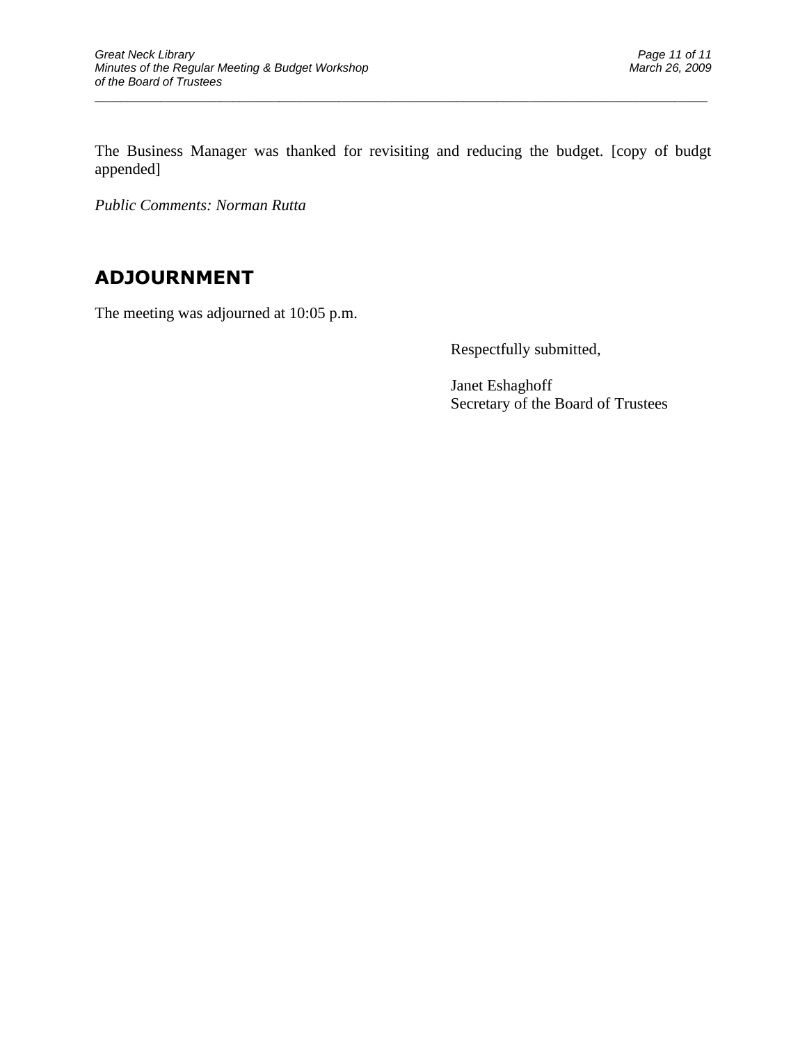The Business Manager was thanked for revisiting and reducing the budget. [copy of budgt appended]

*Public Comments: Norman Rutta*

## ADJOURNMENT

The meeting was adjourned at 10:05 p.m.

Respectfully submitted,

Janet Eshaghoff
Secretary of the Board of Trustees